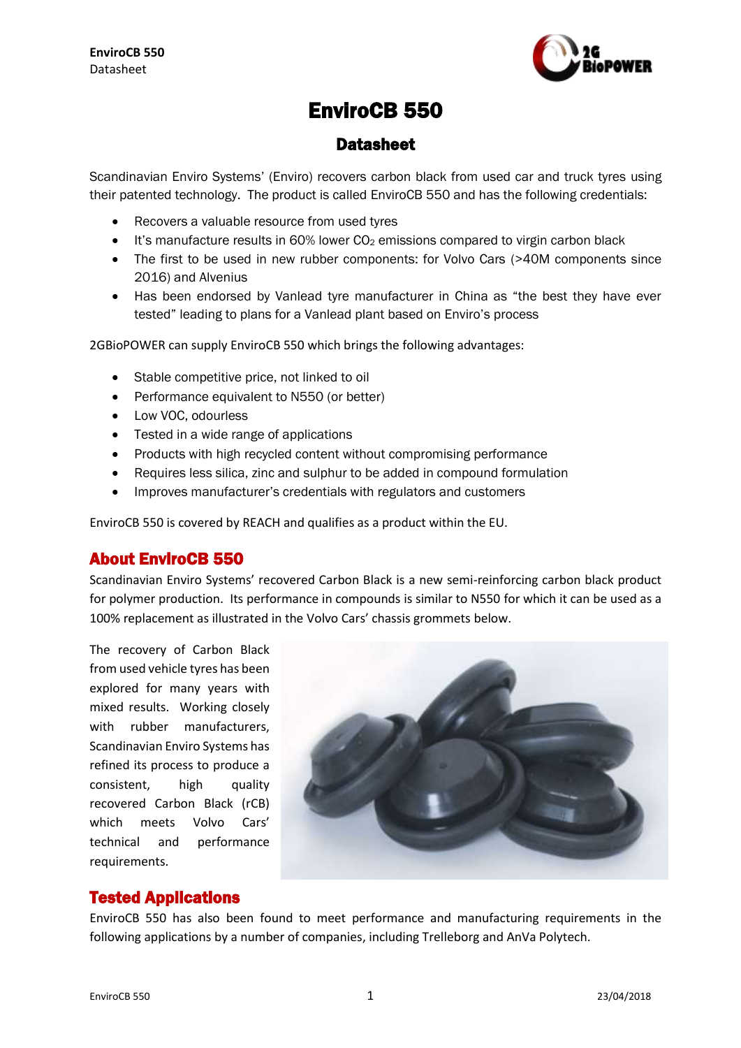# EnviroCB 550

## Datasheet

Scandinavian Enviro Systems' (Enviro) recovers carbon black from used car and truck tyres using their patented technology. The product is called EnviroCB 550 and has the following credentials:

- Recovers a valuable resource from used tyres
- It's manufacture results in 60% lower $CO_2$ emissions compared to virgin carbon black
- The first to be used in new rubber components: for Volvo Cars (>40M components since 2016) and Alvenius
- Has been endorsed by Vanlead tyre manufacturer in China as "the best they have ever tested" leading to plans for a Vanlead plant based on Enviro's process

2GBioPOWER can supply EnviroCB 550 which brings the following advantages:

- Stable competitive price, not linked to oil
- Performance equivalent to N550 (or better)
- Low VOC, odourless
- Tested in a wide range of applications
- Products with high recycled content without compromising performance
- Requires less silica, zinc and sulphur to be added in compound formulation
- Improves manufacturer's credentials with regulators and customers

EnviroCB 550 is covered by REACH and qualifies as a product within the EU.

## About EnviroCB 550

Scandinavian Enviro Systems' recovered Carbon Black is a new semi-reinforcing carbon black product for polymer production. Its performance in compounds is similar to N550 for which it can be used as a 100% replacement as illustrated in the Volvo Cars' chassis grommets below.

The recovery of Carbon Black from used vehicle tyres has been explored for many years with mixed results. Working closely with rubber manufacturers, Scandinavian Enviro Systems has refined its process to produce a consistent, high quality recovered Carbon Black (rCB) which meets Volvo Cars' technical and performance requirements.

## Tested Applications

EnviroCB 550 has also been found to meet performance and manufacturing requirements in the following applications by a number of companies, including Trelleborg and AnVa Polytech.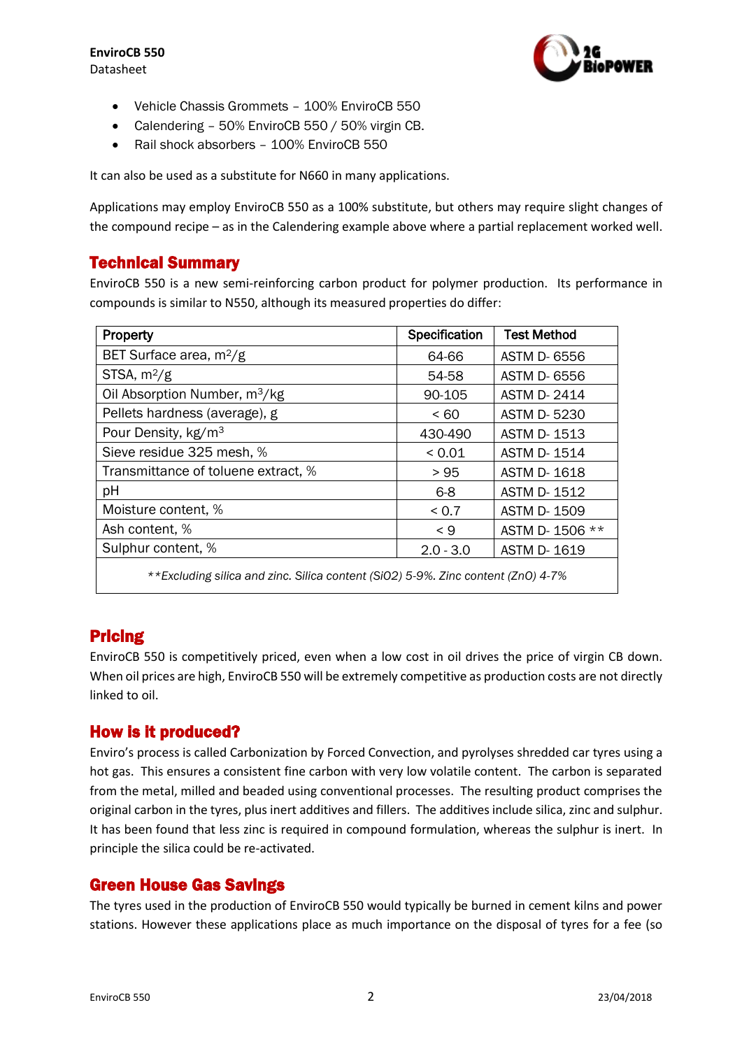- Vehicle Chassis Grommets – 100% EnviroCB 550
- Calendering – 50% EnviroCB 550 / 50% virgin CB.
- Rail shock absorbers – 100% EnviroCB 550

It can also be used as a substitute for N660 in many applications.

Applications may employ EnviroCB 550 as a 100% substitute, but others may require slight changes of the compound recipe – as in the Calendering example above where a partial replacement worked well.

## Technical Summary

EnviroCB 550 is a new semi-reinforcing carbon product for polymer production. Its performance in compounds is similar to N550, although its measured properties do differ:

| Property | Specification | Test Method |
| --- | --- | --- |
| BET Surface area, $m^2/g$ | 64-66 | ASTM D- 6556 |
| STSA, $m^2/g$ | 54-58 | ASTM D- 6556 |
| Oil Absorption Number, $m^3/kg$ | 90-105 | ASTM D- 2414 |
| Pellets hardness (average), g | < 60 | ASTM D- 5230 |
| Pour Density, $kg/m^3$ | 430-490 | ASTM D- 1513 |
| Sieve residue 325 mesh, % | < 0.01 | ASTM D- 1514 |
| Transmittance of toluene extract, % | > 95 | ASTM D- 1618 |
| pH | 6-8 | ASTM D- 1512 |
| Moisture content, % | < 0.7 | ASTM D- 1509 |
| Ash content, % | < 9 | ASTM D- 1506 ** |
| Sulphur content, % | 2.0 - 3.0 | ASTM D- 1619 |

*\*\*Excluding silica and zinc. Silica content ($SiO_2$) 5-9%. Zinc content ($ZnO$) 4-7%*

## Pricing

EnviroCB 550 is competitively priced, even when a low cost in oil drives the price of virgin CB down. When oil prices are high, EnviroCB 550 will be extremely competitive as production costs are not directly linked to oil.

## How is it produced?

Enviro's process is called Carbonization by Forced Convection, and pyrolyses shredded car tyres using a hot gas. This ensures a consistent fine carbon with very low volatile content. The carbon is separated from the metal, milled and beaded using conventional processes. The resulting product comprises the original carbon in the tyres, plus inert additives and fillers. The additives include silica, zinc and sulphur. It has been found that less zinc is required in compound formulation, whereas the sulphur is inert. In principle the silica could be re-activated.

## Green House Gas Savings

The tyres used in the production of EnviroCB 550 would typically be burned in cement kilns and power stations. However these applications place as much importance on the disposal of tyres for a fee (so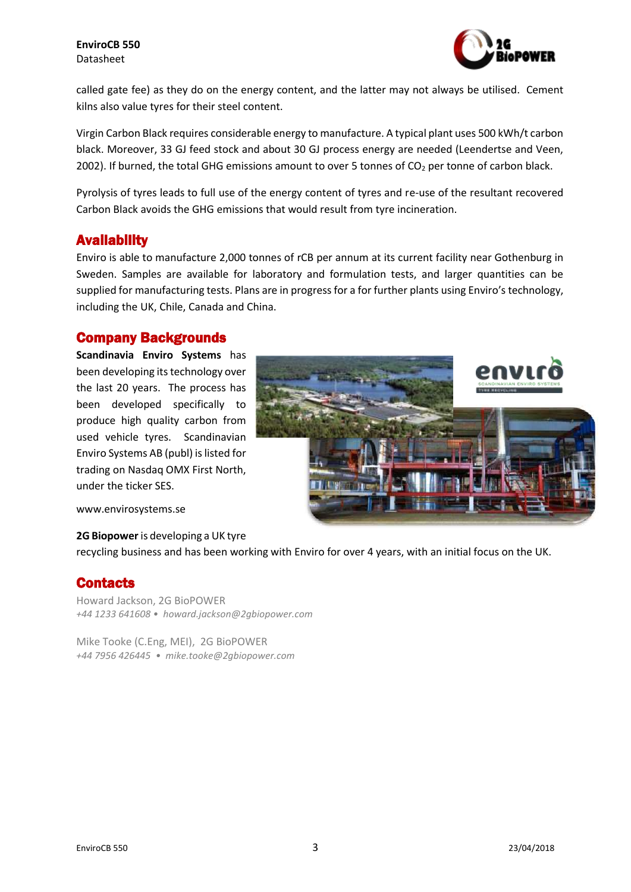called gate fee) as they do on the energy content, and the latter may not always be utilised. Cement kilns also value tyres for their steel content.

Virgin Carbon Black requires considerable energy to manufacture. A typical plant uses 500 kWh/t carbon black. Moreover, 33 GJ feed stock and about 30 GJ process energy are needed (Leendertse and Veen, 2002). If burned, the total GHG emissions amount to over 5 tonnes of $CO_2$ per tonne of carbon black.

Pyrolysis of tyres leads to full use of the energy content of tyres and re-use of the resultant recovered Carbon Black avoids the GHG emissions that would result from tyre incineration.

## Availability

Enviro is able to manufacture 2,000 tonnes of rCB per annum at its current facility near Gothenburg in Sweden. Samples are available for laboratory and formulation tests, and larger quantities can be supplied for manufacturing tests. Plans are in progress for a for further plants using Enviro's technology, including the UK, Chile, Canada and China.

## Company Backgrounds

**Scandinavia Enviro Systems** has been developing its technology over the last 20 years. The process has been developed specifically to produce high quality carbon from used vehicle tyres. Scandinavian Enviro Systems AB (publ) is listed for trading on Nasdaq OMX First North, under the ticker SES.

www.envirosystems.se

**2G Biopower** is developing a UK tyre recycling business and has been working with Enviro for over 4 years, with an initial focus on the UK.

## Contacts

Howard Jackson, 2G BioPOWER
*+44 1233 641608 • howard.jackson@2gbiopower.com*

Mike Tooke (C.Eng, MEI), 2G BioPOWER
*+44 7956 426445 • mike.tooke@2gbiopower.com*